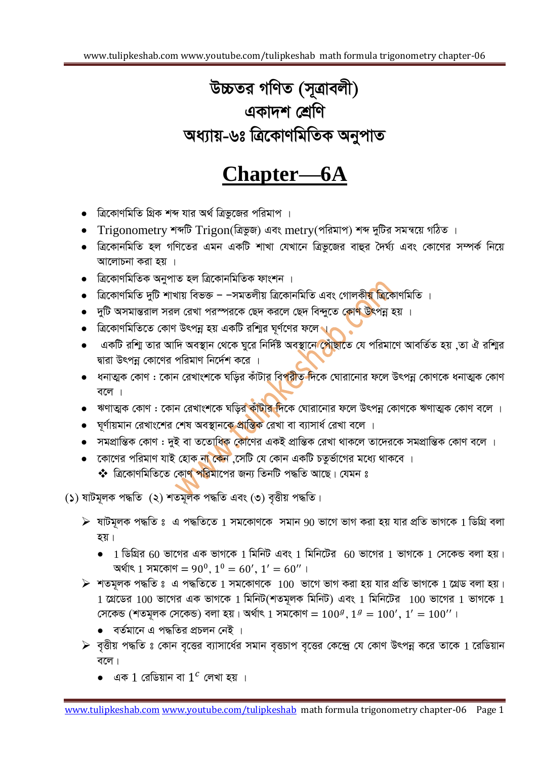# উচ্চতর গণিত (সূত্রাবলী)
# একাদশ শ্রেণি
# অধ্যায়-৬ঃ ত্রিকোণমিতিক অনুপাত

## Chapter—6A

- ত্রিকোণমিতি গ্রিক শব্দ যার অর্থ ত্রিভুজের পরিমাপ ।
- Trigonometry শব্দটি Trigon(ত্রিভুজ) এবং metry(পরিমাপ) শব্দ দুটির সমন্বয়ে গঠিত ।
- ত্রিকোনমিতি হল গণিতের এমন একটি শাখা যেখানে ত্রিভুজের বাহুর দৈর্ঘ্য এবং কোণের সম্পর্ক নিয়ে আলোচনা করা হয় ।
- ত্রিকোণমিতিক অনুপাত হল ত্রিকোনমিতিক ফাংশন ।
- ত্রিকোণমিতি দুটি শাখায় বিভক্ত – –সমতলীয় ত্রিকোনমিতি এবং গোলকীয় ত্রিকোণমিতি ।
- দুটি অসমান্তরাল সরল রেখা পরস্পরকে ছেদ করলে ছেদ বিন্দুতে কোণ উৎপন্ন হয় ।
- ত্রিকোণমিতিতে কোণ উৎপন্ন হয় একটি রশ্মির ঘূর্ণণের ফলে ।
- একটি রশ্মি তার আদি অবস্থান থেকে ঘুরে নির্দিষ্ট অবস্থানে পৌছাতে যে পরিমাণে আবর্তিত হয় ,তা ঐ রশ্মির দ্বারা উৎপন্ন কোণের পরিমাণ নির্দেশ করে ।
- ধনাত্মক কোণ : কোন রেখাংশকে ঘড়ির কাঁটার বিপরীত দিকে ঘোরানোর ফলে উৎপন্ন কোণকে ধনাত্মক কোণ বলে ।
- ঋণাত্মক কোণ : কোন রেখাংশকে ঘড়ির কাঁটার দিকে ঘোরানোর ফলে উৎপন্ন কোণকে ঋণাত্মক কোণ বলে ।
- ঘূর্ণায়মান রেখাংশের শেষ অবস্থানকে প্রান্তিক রেখা বা ব্যাসার্ধ রেখা বলে ।
- সমপ্রান্তিক কোণ : দুই বা ততোধিক কোণের একই প্রান্তিক রেখা থাকলে তাদেরকে সমপ্রান্তিক কোণ বলে ।
- কোণের পরিমাণ যাই হোক না কেন ,সেটি যে কোন একটি চতুর্ভাগের মধ্যে থাকবে ।
  - ❖ ত্রিকোণমিতিতে কোণ পরিমাপের জন্য তিনটি পদ্ধতি আছে। যেমন ঃ

(১) ষাটমূলক পদ্ধতি (২) শতমূলক পদ্ধতি এবং (৩) বৃত্তীয় পদ্ধতি।

- ➢ ষাটমূলক পদ্ধতি ঃ এ পদ্ধতিতে 1 সমকোণকে সমান 90 ভাগে ভাগ করা হয় যার প্রতি ভাগকে 1 ডিগ্রি বলা হয়।
  - 1 ডিগ্রির 60 ভাগের এক ভাগকে 1 মিনিট এবং 1 মিনিটের 60 ভাগের 1 ভাগকে 1 সেকেন্ড বলা হয়। অর্থাৎ 1 সমকোণ $= 90^0$, $1^0 = 60'$, $1' = 60''$ ।
- ➢ শতমূলক পদ্ধতি ঃ এ পদ্ধতিতে 1 সমকোণকে 100 ভাগে ভাগ করা হয় যার প্রতি ভাগকে 1 গ্রেড বলা হয়। 1 গ্রেডের 100 ভাগের এক ভাগকে 1 মিনিট(শতমূলক মিনিট) এবং 1 মিনিটের 100 ভাগের 1 ভাগকে 1 সেকেন্ড (শতমূলক সেকেন্ড) বলা হয়। অর্থাৎ 1 সমকোণ $= 100^g$, $1^g = 100'$, $1' = 100''$ ।
  - বর্তমানে এ পদ্ধতির প্রচলন নেই ।
- ➢ বৃত্তীয় পদ্ধতি ঃ কোন বৃত্তের ব্যাসার্ধের সমান বৃত্তচাপ বৃত্তের কেন্দ্রে যে কোণ উৎপন্ন করে তাকে 1 রেডিয়ান বলে।
  - এক 1 রেডিয়ান বা $1^c$ লেখা হয় ।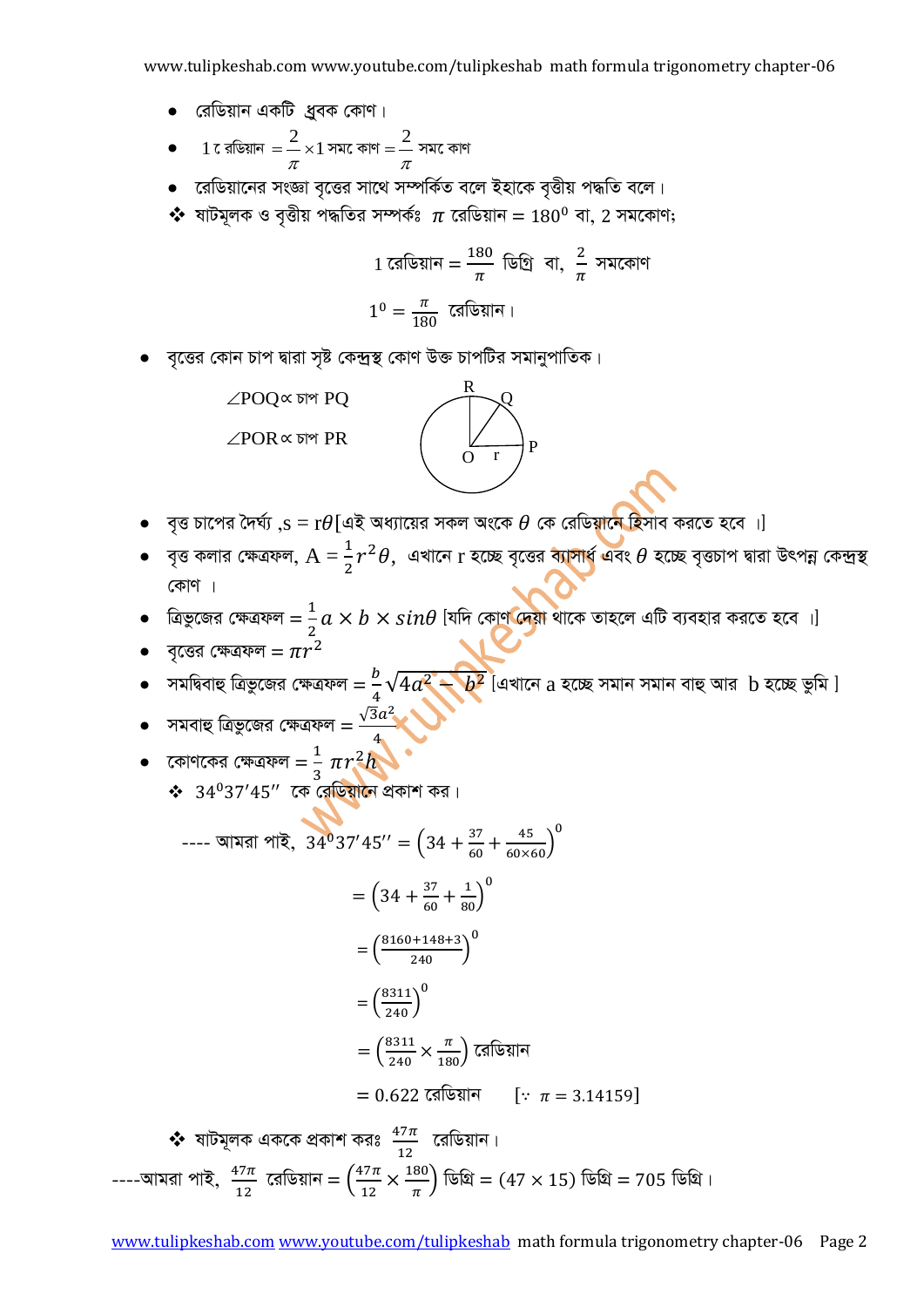- রেডিয়ান একটি ধ্রুবক কোণ।
- $1$ রেডিয়ান $= \frac{2}{\pi} \times 1$ সমকোণ $= \frac{2}{\pi}$ সমকোণ
- রেডিয়ানের সংজ্ঞা বৃত্তের সাথে সম্পর্কিত বলে ইহাকে বৃত্তীয় পদ্ধতি বলে।

❖ ষাটমূলক ও বৃত্তীয় পদ্ধতির সম্পর্কঃ $\pi$ রেডিয়ান $= 180^0$ বা, 2 সমকোণ;

$$1 \text{ রেডিয়ান} = \frac{180}{\pi} \text{ ডিগ্রি বা, } \frac{2}{\pi} \text{ সমকোণ}$$

$$1^0 = \frac{\pi}{180} \text{ রেডিয়ান।}$$

- বৃত্তের কোন চাপ দ্বারা সৃষ্ট কেন্দ্রস্থ কোণ উক্ত চাপটির সমানুপাতিক।

$\angle POQ \propto$ চাপ PQ

$\angle POR \propto$ চাপ PR

R, Q, P, O, r

- বৃত্ত চাপের দৈর্ঘ্য ,$s = r\theta$[এই অধ্যায়ের সকল অংকে $\theta$ কে রেডিয়ানে হিসাব করতে হবে ।]
- বৃত্ত কলার ক্ষেত্রফল, $A = \frac{1}{2}r^2\theta$, এখানে r হচ্ছে বৃত্তের ব্যাসার্ধ এবং $\theta$ হচ্ছে বৃত্তচাপ দ্বারা উৎপন্ন কেন্দ্রস্থ কোণ ।
- ত্রিভুজের ক্ষেত্রফল $= \frac{1}{2}a \times b \times sin\theta$ [যদি কোণ দেয়া থাকে তাহলে এটি ব্যবহার করতে হবে ।]
- বৃত্তের ক্ষেত্রফল $= \pi r^2$
- সমদ্বিবাহু ত্রিভুজের ক্ষেত্রফল $= \frac{b}{4}\sqrt{4a^2 - b^2}$ [এখানে a হচ্ছে সমান সমান বাহু আর b হচ্ছে ভূমি ]
- সমবাহু ত্রিভুজের ক্ষেত্রফল $= \frac{\sqrt{3}a^2}{4}$
- কোণকের ক্ষেত্রফল $= \frac{1}{3}\pi r^2 h$

❖ $34^0 37' 45''$ কে রেডিয়ানে প্রকাশ কর।

---- আমরা পাই, $34^0 37' 45'' = \left(34 + \frac{37}{60} + \frac{45}{60 \times 60}\right)^0$

$$= \left(34 + \frac{37}{60} + \frac{1}{80}\right)^0$$

$$= \left(\frac{8160+148+3}{240}\right)^0$$

$$= \left(\frac{8311}{240}\right)^0$$

$$= \left(\frac{8311}{240} \times \frac{\pi}{180}\right) \text{ রেডিয়ান}$$

$$= 0.622 \text{ রেডিয়ান} \qquad [\because \pi = 3.14159]$$

❖ ষাটমূলক এককে প্রকাশ করঃ $\frac{47\pi}{12}$ রেডিয়ান।

----আমরা পাই, $\frac{47\pi}{12}$ রেডিয়ান $= \left(\frac{47\pi}{12} \times \frac{180}{\pi}\right)$ ডিগ্রি $= (47 \times 15)$ ডিগ্রি $= 705$ ডিগ্রি।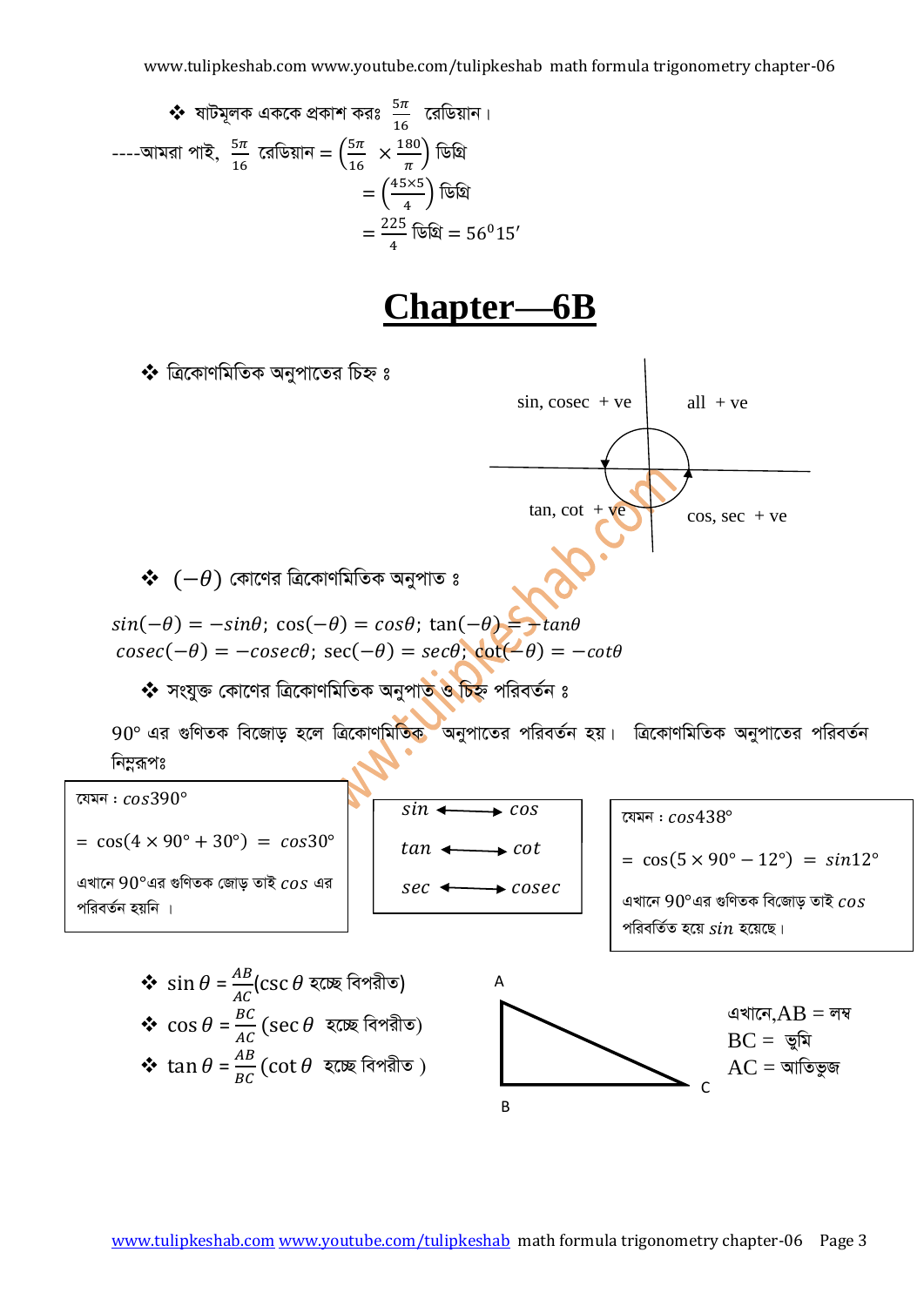❖ ষাটমূলক এককে প্রকাশ করঃ $\frac{5\pi}{16}$ রেডিয়ান।

----আমরা পাই, $\frac{5\pi}{16}$ রেডিয়ান $= \left(\frac{5\pi}{16} \times \frac{180}{\pi}\right)$ ডিগ্রি

$= \left(\frac{45\times5}{4}\right)$ ডিগ্রি

$= \frac{225}{4}$ ডিগ্রি $= 56^0 15'$

# Chapter—6B

❖ ত্রিকোণমিতিক অনুপাতের চিহ্ন ঃ

sin, cosec + ve

all + ve

tan, cot + ve

cos, sec + ve

❖ $(-\theta)$ কোণের ত্রিকোণমিতিক অনুপাত ঃ

$sin(-\theta) = -sin\theta$; $\cos(-\theta) = cos\theta$; $\tan(-\theta) = -tan\theta$

$cosec(-\theta) = -cosec\theta$; $\sec(-\theta) = sec\theta$; $\cot(-\theta) = -cot\theta$

❖ সংযুক্ত কোণের ত্রিকোণমিতিক অনুপাত ও চিহ্ন পরিবর্তন ঃ

90° এর গুণিতক বিজোড় হলে ত্রিকোণমিতিক অনুপাতের পরিবর্তন হয়। ত্রিকোণমিতিক অনুপাতের পরিবর্তন নিম্নরূপঃ

যেমন : $cos390°$

$= \cos(4 \times 90° + 30°) = cos30°$

এখানে 90°এর গুণিতক জোড় তাই $cos$ এর পরিবর্তন হয়নি ।

$sin \longleftrightarrow cos$

$tan \longleftrightarrow cot$

$sec \longleftrightarrow cosec$

যেমন : $cos438°$

$= \cos(5 \times 90° - 12°) = sin12°$

এখানে 90°এর গুণিতক বিজোড় তাই $cos$ পরিবর্তিত হয়ে $sin$ হয়েছে।

❖ $\sin\theta = \frac{AB}{AC}$($\csc\theta$ হচ্ছে বিপরীত)

❖ $\cos\theta = \frac{BC}{AC}$ ($\sec\theta$ হচ্ছে বিপরীত)

❖ $\tan\theta = \frac{AB}{BC}$ ($\cot\theta$ হচ্ছে বিপরীত )

A

B

C

এখানে, AB = লম্ব

BC = ভূমি

AC = অতিভুজ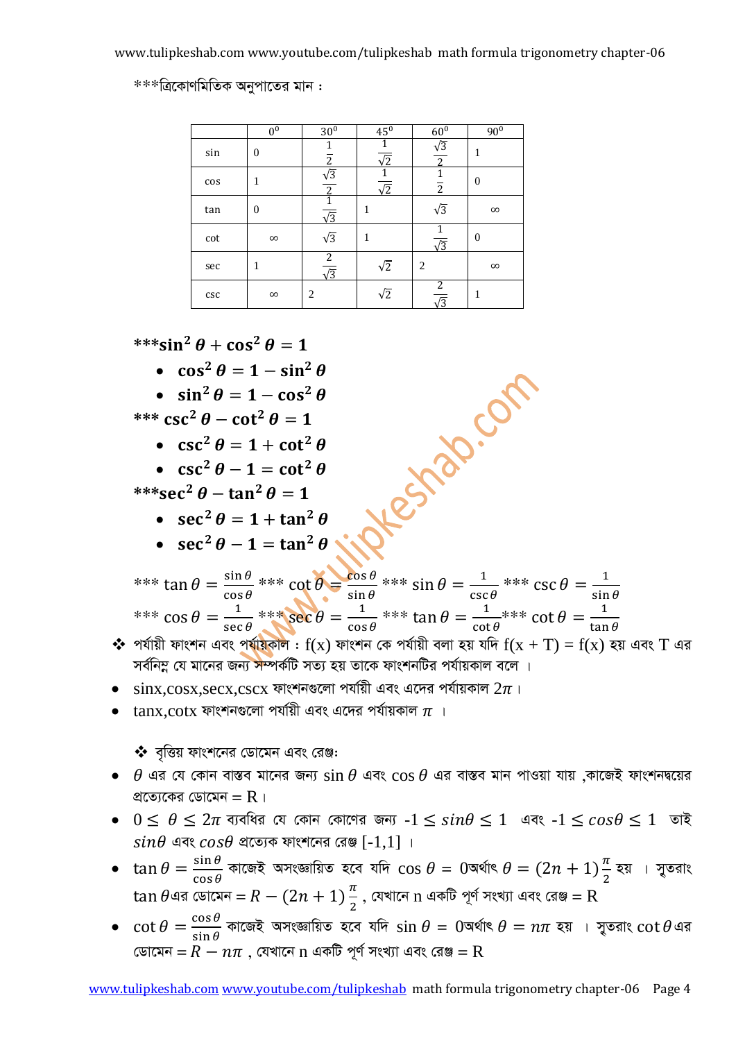***ত্রিকোণমিতিক অনুপাতের মান :

| | $0^0$ | $30^0$ | $45^0$ | $60^0$ | $90^0$ |
|---|---|---|---|---|---|
| sin | 0 | $\frac{1}{2}$ | $\frac{1}{\sqrt{2}}$ | $\frac{\sqrt{3}}{2}$ | 1 |
| cos | 1 | $\frac{\sqrt{3}}{2}$ | $\frac{1}{\sqrt{2}}$ | $\frac{1}{2}$ | 0 |
| tan | 0 | $\frac{1}{\sqrt{3}}$ | 1 | $\sqrt{3}$ | $\infty$ |
| cot | $\infty$ | $\sqrt{3}$ | 1 | $\frac{1}{\sqrt{3}}$ | 0 |
| sec | 1 | $\frac{2}{\sqrt{3}}$ | $\sqrt{2}$ | 2 | $\infty$ |
| csc | $\infty$ | 2 | $\sqrt{2}$ | $\frac{2}{\sqrt{3}}$ | 1 |

***$\sin^2\theta + \cos^2\theta = 1$

- $\cos^2\theta = 1 - \sin^2\theta$
- $\sin^2\theta = 1 - \cos^2\theta$

*** $\csc^2\theta - \cot^2\theta = 1$

- $\csc^2\theta = 1 + \cot^2\theta$
- $\csc^2\theta - 1 = \cot^2\theta$

***$\sec^2\theta - \tan^2\theta = 1$

- $\sec^2\theta = 1 + \tan^2\theta$
- $\sec^2\theta - 1 = \tan^2\theta$

*** $\tan\theta = \frac{\sin\theta}{\cos\theta}$ *** $\cot\theta = \frac{\cos\theta}{\sin\theta}$ *** $\sin\theta = \frac{1}{\csc\theta}$ *** $\csc\theta = \frac{1}{\sin\theta}$

*** $\cos\theta = \frac{1}{\sec\theta}$ *** $\sec\theta = \frac{1}{\cos\theta}$ *** $\tan\theta = \frac{1}{\cot\theta}$*** $\cot\theta = \frac{1}{\tan\theta}$

❖ পর্যায়ী ফাংশন এবং পর্যায়কাল : $f(x)$ ফাংশন কে পর্যায়ী বলা হয় যদি $f(x + T) = f(x)$ হয় এবং T এর সর্বনিম্ন যে মানের জন্য সম্পর্কটি সত্য হয় তাকে ফাংশনটির পর্যায়কাল বলে ।

- sinx,cosx,secx,cscx ফাংশনগুলো পর্যায়ী এবং এদের পর্যায়কাল $2\pi$।
- tanx,cotx ফাংশনগুলো পর্যায়ী এবং এদের পর্যায়কাল $\pi$ ।

❖ বৃত্তিয় ফাংশনের ডোমেন এবং রেঞ্জ:

- $\theta$ এর যে কোন বাস্তব মানের জন্য $\sin\theta$ এবং $\cos\theta$ এর বাস্তব মান পাওয়া যায় ,কাজেই ফাংশনদ্বয়ের প্রত্যেকের ডোমেন = R।
- $0 \leq \theta \leq 2\pi$ ব্যবধির যে কোন কোণের জন্য $-1 \leq sin\theta \leq 1$ এবং $-1 \leq cos\theta \leq 1$ তাই $sin\theta$ এবং $cos\theta$ প্রত্যেক ফাংশনের রেঞ্জ [-1,1] ।
- $\tan\theta = \frac{\sin\theta}{\cos\theta}$ কাজেই অসংজ্ঞায়িত হবে যদি $\cos\theta = 0$অর্থাৎ $\theta = (2n+1)\frac{\pi}{2}$ হয় । সুতরাং $\tan\theta$এর ডোমেন = $R - (2n+1)\frac{\pi}{2}$ , যেখানে n একটি পূর্ণ সংখ্যা এবং রেঞ্জ = R
- $\cot\theta = \frac{\cos\theta}{\sin\theta}$ কাজেই অসংজ্ঞায়িত হবে যদি $\sin\theta = 0$অর্থাৎ $\theta = n\pi$ হয় । সুতরাং $\cot\theta$এর ডোমেন = $R - n\pi$ , যেখানে n একটি পূর্ণ সংখ্যা এবং রেঞ্জ = R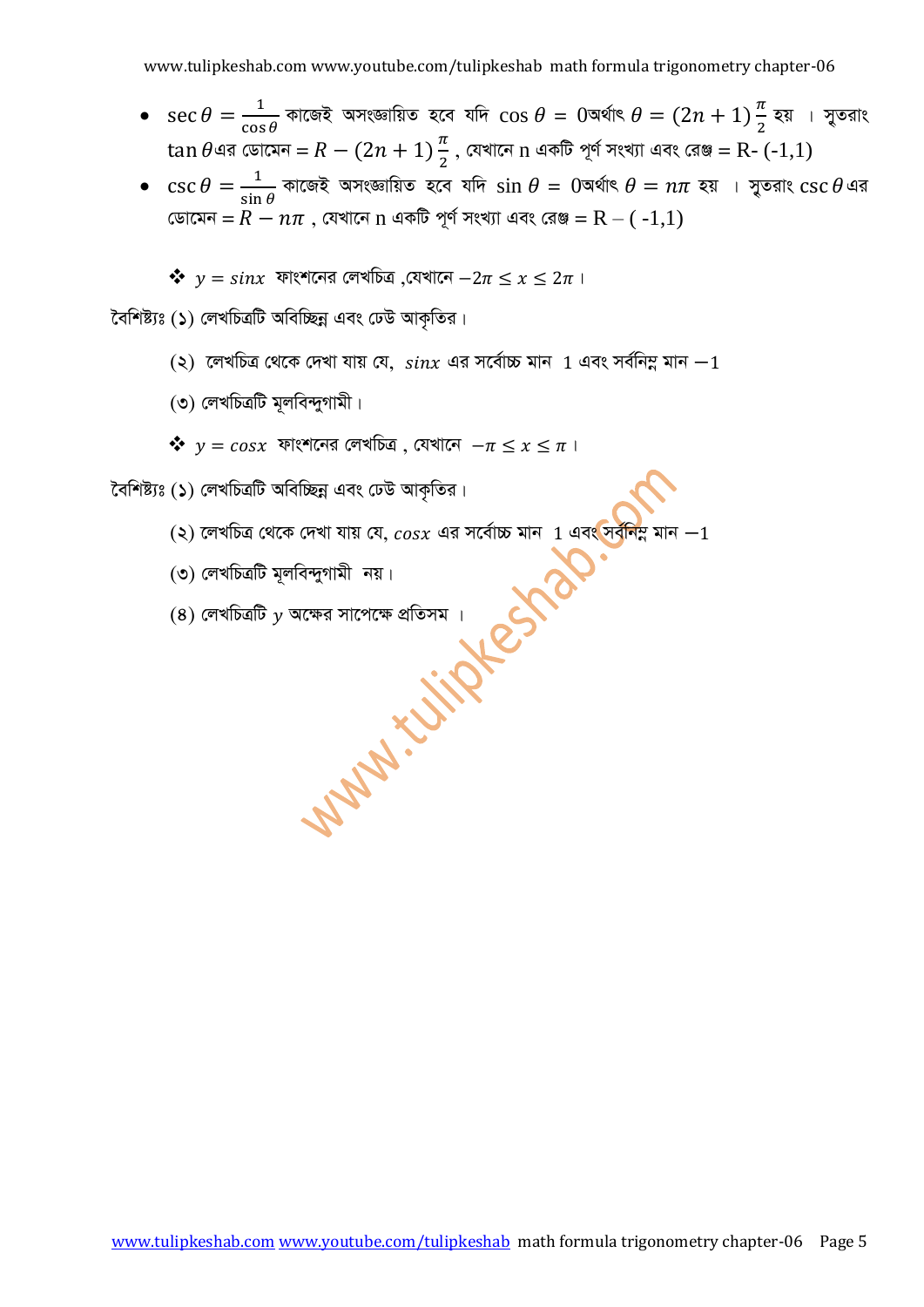- $\sec\theta = \frac{1}{\cos\theta}$ কাজেই অসংজ্ঞায়িত হবে যদি $\cos\theta = 0$অর্থাৎ $\theta = (2n+1)\frac{\pi}{2}$ হয় । সুতরাং $\tan\theta$এর ডোমেন = $R - (2n+1)\frac{\pi}{2}$ , যেখানে n একটি পূর্ণ সংখ্যা এবং রেঞ্জ = R- (-1,1)
- $\csc\theta = \frac{1}{\sin\theta}$ কাজেই অসংজ্ঞায়িত হবে যদি $\sin\theta = 0$অর্থাৎ $\theta = n\pi$ হয় । সুতরাং $\csc\theta$এর ডোমেন = $R - n\pi$ , যেখানে n একটি পূর্ণ সংখ্যা এবং রেঞ্জ = R – ( -1,1)

❖ $y = sinx$ ফাংশনের লেখচিত্র ,যেখানে $-2\pi \leq x \leq 2\pi$ ।

বৈশিষ্ট্যঃ (১) লেখচিত্রটি অবিচ্ছিন্ন এবং ঢেউ আকৃতির ।

(২) লেখচিত্র থেকে দেখা যায় যে, $sinx$ এর সর্বোচ্চ মান $1$ এবং সর্বনিম্ন মান $-1$

(৩) লেখচিত্রটি মূলবিন্দুগামী ।

❖ $y = cosx$ ফাংশনের লেখচিত্র , যেখানে $-\pi \leq x \leq \pi$ ।

বৈশিষ্ট্যঃ (১) লেখচিত্রটি অবিচ্ছিন্ন এবং ঢেউ আকৃতির ।

(২) লেখচিত্র থেকে দেখা যায় যে, $cosx$ এর সর্বোচ্চ মান $1$ এবং সর্বনিম্ন মান $-1$

(৩) লেখচিত্রটি মূলবিন্দুগামী নয় ।

(৪) লেখচিত্রটি $y$ অক্ষের সাপেক্ষে প্রতিসম ।